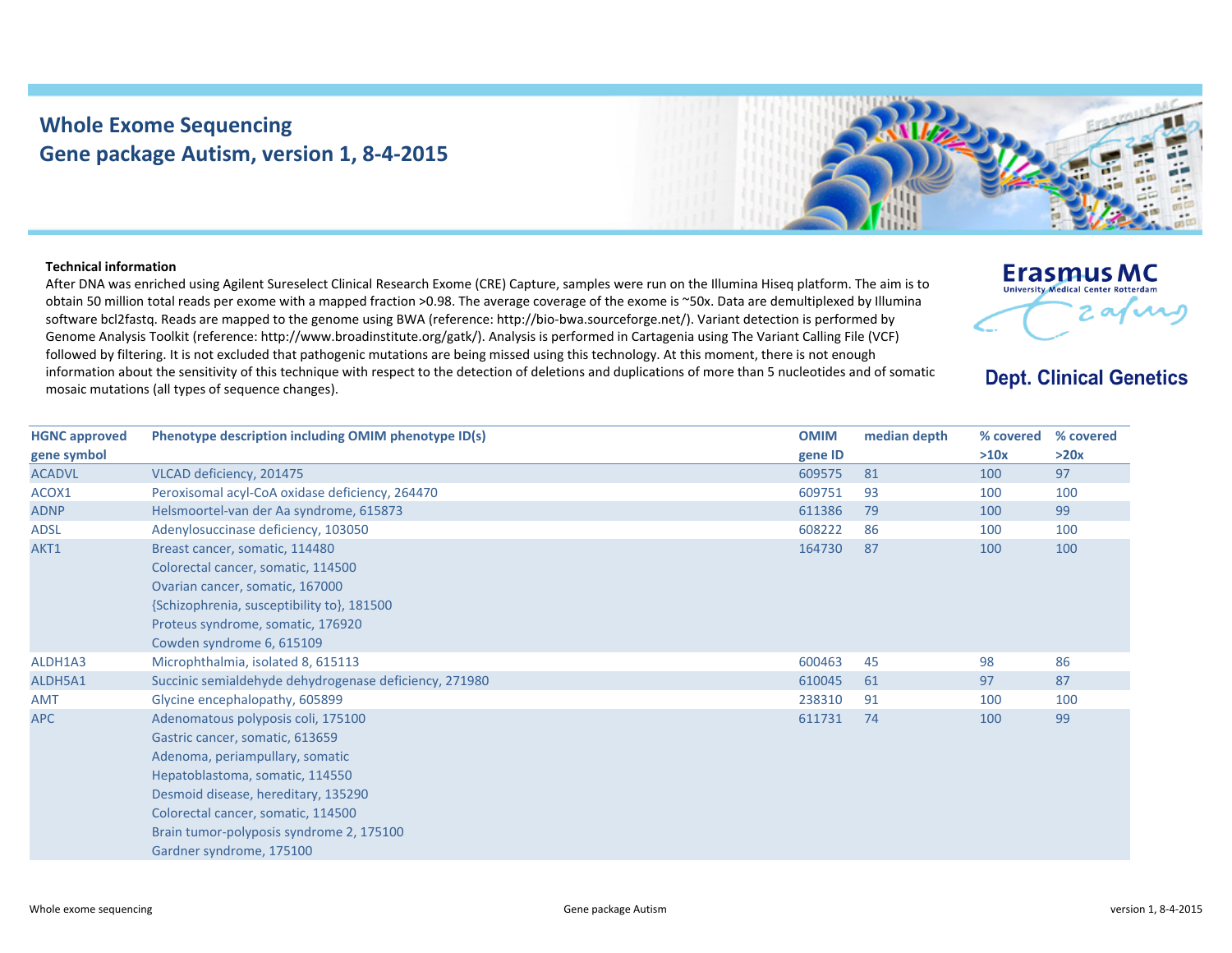# Whole Exome Sequencing
# Gene package Autism, version 1, 8-4-2015

**Erasmus MC** University Medical Center Rotterdam

**Dept. Clinical Genetics**

**Technical information**

After DNA was enriched using Agilent Sureselect Clinical Research Exome (CRE) Capture, samples were run on the Illumina Hiseq platform. The aim is to obtain 50 million total reads per exome with a mapped fraction >0.98. The average coverage of the exome is ~50x. Data are demultiplexed by Illumina software bcl2fastq. Reads are mapped to the genome using BWA (reference: http://bio-bwa.sourceforge.net/). Variant detection is performed by Genome Analysis Toolkit (reference: http://www.broadinstitute.org/gatk/). Analysis is performed in Cartagenia using The Variant Calling File (VCF) followed by filtering. It is not excluded that pathogenic mutations are being missed using this technology. At this moment, there is not enough information about the sensitivity of this technique with respect to the detection of deletions and duplications of more than 5 nucleotides and of somatic mosaic mutations (all types of sequence changes).

| HGNC approved gene symbol | Phenotype description including OMIM phenotype ID(s) | OMIM gene ID | median depth | % covered >10x | % covered >20x |
|---|---|---|---|---|---|
| ACADVL | VLCAD deficiency, 201475 | 609575 | 81 | 100 | 97 |
| ACOX1 | Peroxisomal acyl-CoA oxidase deficiency, 264470 | 609751 | 93 | 100 | 100 |
| ADNP | Helsmoortel-van der Aa syndrome, 615873 | 611386 | 79 | 100 | 99 |
| ADSL | Adenylosuccinase deficiency, 103050 | 608222 | 86 | 100 | 100 |
| AKT1 | Breast cancer, somatic, 114480<br>Colorectal cancer, somatic, 114500<br>Ovarian cancer, somatic, 167000<br>{Schizophrenia, susceptibility to}, 181500<br>Proteus syndrome, somatic, 176920<br>Cowden syndrome 6, 615109 | 164730 | 87 | 100 | 100 |
| ALDH1A3 | Microphthalmia, isolated 8, 615113 | 600463 | 45 | 98 | 86 |
| ALDH5A1 | Succinic semialdehyde dehydrogenase deficiency, 271980 | 610045 | 61 | 97 | 87 |
| AMT | Glycine encephalopathy, 605899 | 238310 | 91 | 100 | 100 |
| APC | Adenomatous polyposis coli, 175100<br>Gastric cancer, somatic, 613659<br>Adenoma, periampullary, somatic<br>Hepatoblastoma, somatic, 114550<br>Desmoid disease, hereditary, 135290<br>Colorectal cancer, somatic, 114500<br>Brain tumor-polyposis syndrome 2, 175100<br>Gardner syndrome, 175100 | 611731 | 74 | 100 | 99 |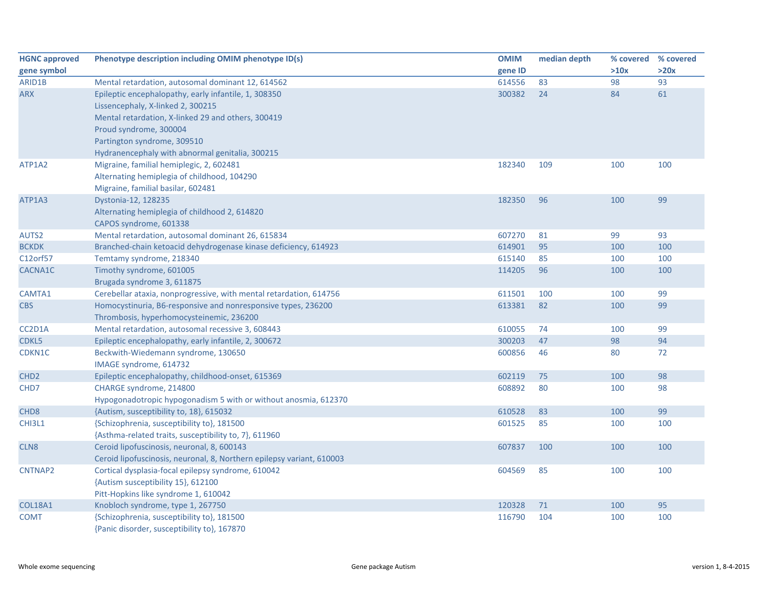| HGNC approved gene symbol | Phenotype description including OMIM phenotype ID(s) | OMIM gene ID | median depth | % covered >10x | % covered >20x |
|---|---|---|---|---|---|
| ARID1B | Mental retardation, autosomal dominant 12, 614562 | 614556 | 83 | 98 | 93 |
| ARX | Epileptic encephalopathy, early infantile, 1, 308350<br>Lissencephaly, X-linked 2, 300215<br>Mental retardation, X-linked 29 and others, 300419<br>Proud syndrome, 300004<br>Partington syndrome, 309510<br>Hydranencephaly with abnormal genitalia, 300215 | 300382 | 24 | 84 | 61 |
| ATP1A2 | Migraine, familial hemiplegic, 2, 602481<br>Alternating hemiplegia of childhood, 104290<br>Migraine, familial basilar, 602481 | 182340 | 109 | 100 | 100 |
| ATP1A3 | Dystonia-12, 128235<br>Alternating hemiplegia of childhood 2, 614820<br>CAPOS syndrome, 601338 | 182350 | 96 | 100 | 99 |
| AUTS2 | Mental retardation, autosomal dominant 26, 615834 | 607270 | 81 | 99 | 93 |
| BCKDK | Branched-chain ketoacid dehydrogenase kinase deficiency, 614923 | 614901 | 95 | 100 | 100 |
| C12orf57 | Temtamy syndrome, 218340 | 615140 | 85 | 100 | 100 |
| CACNA1C | Timothy syndrome, 601005<br>Brugada syndrome 3, 611875 | 114205 | 96 | 100 | 100 |
| CAMTA1 | Cerebellar ataxia, nonprogressive, with mental retardation, 614756 | 611501 | 100 | 100 | 99 |
| CBS | Homocystinuria, B6-responsive and nonresponsive types, 236200<br>Thrombosis, hyperhomocysteinemic, 236200 | 613381 | 82 | 100 | 99 |
| CC2D1A | Mental retardation, autosomal recessive 3, 608443 | 610055 | 74 | 100 | 99 |
| CDKL5 | Epileptic encephalopathy, early infantile, 2, 300672 | 300203 | 47 | 98 | 94 |
| CDKN1C | Beckwith-Wiedemann syndrome, 130650<br>IMAGE syndrome, 614732 | 600856 | 46 | 80 | 72 |
| CHD2 | Epileptic encephalopathy, childhood-onset, 615369 | 602119 | 75 | 100 | 98 |
| CHD7 | CHARGE syndrome, 214800<br>Hypogonadotropic hypogonadism 5 with or without anosmia, 612370 | 608892 | 80 | 100 | 98 |
| CHD8 | {Autism, susceptibility to, 18}, 615032 | 610528 | 83 | 100 | 99 |
| CHI3L1 | {Schizophrenia, susceptibility to}, 181500<br>{Asthma-related traits, susceptibility to, 7}, 611960 | 601525 | 85 | 100 | 100 |
| CLN8 | Ceroid lipofuscinosis, neuronal, 8, 600143<br>Ceroid lipofuscinosis, neuronal, 8, Northern epilepsy variant, 610003 | 607837 | 100 | 100 | 100 |
| CNTNAP2 | Cortical dysplasia-focal epilepsy syndrome, 610042<br>{Autism susceptibility 15}, 612100<br>Pitt-Hopkins like syndrome 1, 610042 | 604569 | 85 | 100 | 100 |
| COL18A1 | Knobloch syndrome, type 1, 267750 | 120328 | 71 | 100 | 95 |
| COMT | {Schizophrenia, susceptibility to}, 181500<br>{Panic disorder, susceptibility to}, 167870 | 116790 | 104 | 100 | 100 |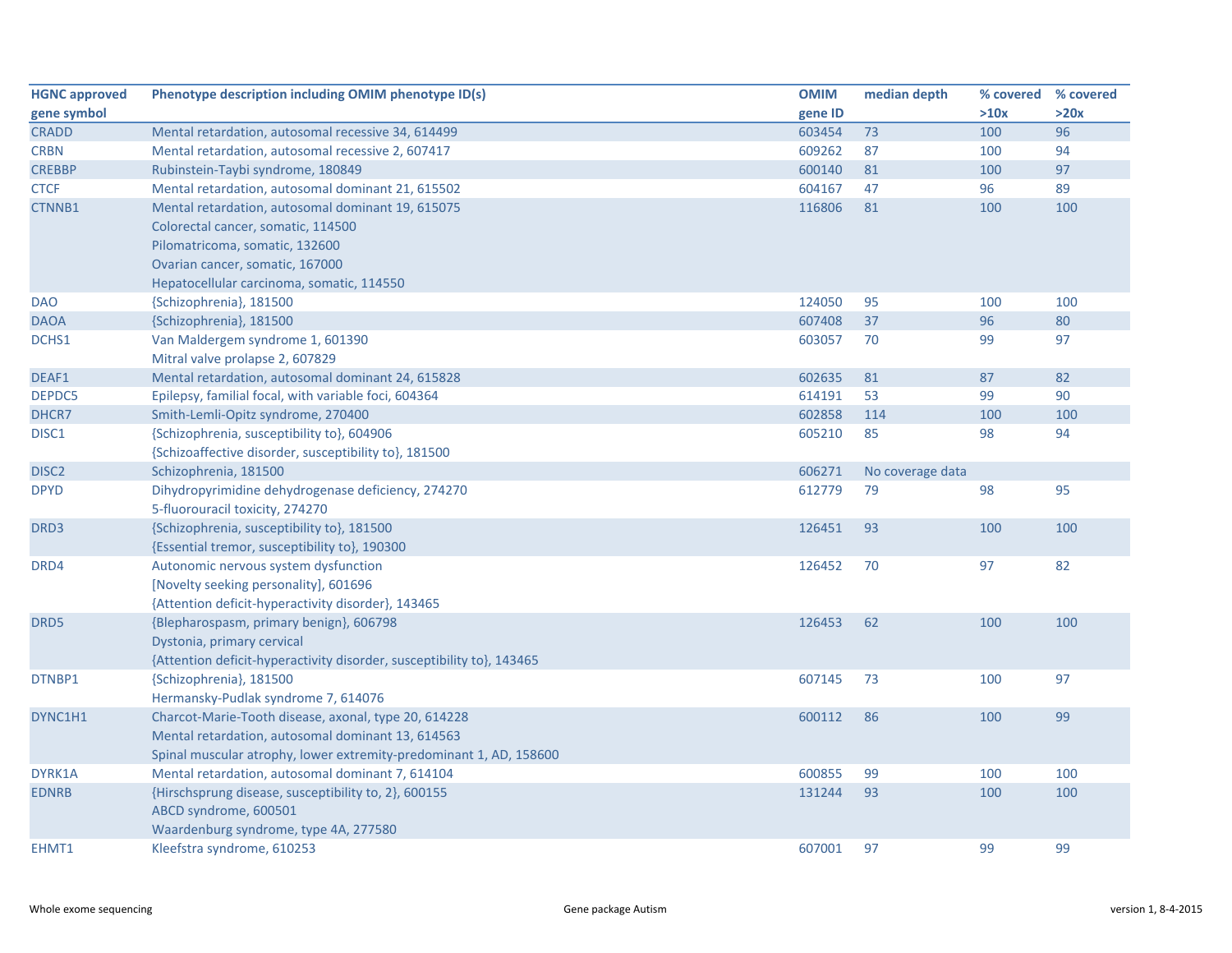| HGNC approved gene symbol | Phenotype description including OMIM phenotype ID(s) | OMIM gene ID | median depth | % covered >10x | % covered >20x |
|---|---|---|---|---|---|
| CRADD | Mental retardation, autosomal recessive 34, 614499 | 603454 | 73 | 100 | 96 |
| CRBN | Mental retardation, autosomal recessive 2, 607417 | 609262 | 87 | 100 | 94 |
| CREBBP | Rubinstein-Taybi syndrome, 180849 | 600140 | 81 | 100 | 97 |
| CTCF | Mental retardation, autosomal dominant 21, 615502 | 604167 | 47 | 96 | 89 |
| CTNNB1 | Mental retardation, autosomal dominant 19, 615075<br>Colorectal cancer, somatic, 114500<br>Pilomatricoma, somatic, 132600<br>Ovarian cancer, somatic, 167000<br>Hepatocellular carcinoma, somatic, 114550 | 116806 | 81 | 100 | 100 |
| DAO | {Schizophrenia}, 181500 | 124050 | 95 | 100 | 100 |
| DAOA | {Schizophrenia}, 181500 | 607408 | 37 | 96 | 80 |
| DCHS1 | Van Maldergem syndrome 1, 601390<br>Mitral valve prolapse 2, 607829 | 603057 | 70 | 99 | 97 |
| DEAF1 | Mental retardation, autosomal dominant 24, 615828 | 602635 | 81 | 87 | 82 |
| DEPDC5 | Epilepsy, familial focal, with variable foci, 604364 | 614191 | 53 | 99 | 90 |
| DHCR7 | Smith-Lemli-Opitz syndrome, 270400 | 602858 | 114 | 100 | 100 |
| DISC1 | {Schizophrenia, susceptibility to}, 604906<br>{Schizoaffective disorder, susceptibility to}, 181500 | 605210 | 85 | 98 | 94 |
| DISC2 | Schizophrenia, 181500 | 606271 | No coverage data | | |
| DPYD | Dihydropyrimidine dehydrogenase deficiency, 274270<br>5-fluorouracil toxicity, 274270 | 612779 | 79 | 98 | 95 |
| DRD3 | {Schizophrenia, susceptibility to}, 181500<br>{Essential tremor, susceptibility to}, 190300 | 126451 | 93 | 100 | 100 |
| DRD4 | Autonomic nervous system dysfunction<br>[Novelty seeking personality], 601696<br>{Attention deficit-hyperactivity disorder}, 143465 | 126452 | 70 | 97 | 82 |
| DRD5 | {Blepharospasm, primary benign}, 606798<br>Dystonia, primary cervical<br>{Attention deficit-hyperactivity disorder, susceptibility to}, 143465 | 126453 | 62 | 100 | 100 |
| DTNBP1 | {Schizophrenia}, 181500<br>Hermansky-Pudlak syndrome 7, 614076 | 607145 | 73 | 100 | 97 |
| DYNC1H1 | Charcot-Marie-Tooth disease, axonal, type 20, 614228<br>Mental retardation, autosomal dominant 13, 614563<br>Spinal muscular atrophy, lower extremity-predominant 1, AD, 158600 | 600112 | 86 | 100 | 99 |
| DYRK1A | Mental retardation, autosomal dominant 7, 614104 | 600855 | 99 | 100 | 100 |
| EDNRB | {Hirschsprung disease, susceptibility to, 2}, 600155<br>ABCD syndrome, 600501<br>Waardenburg syndrome, type 4A, 277580 | 131244 | 93 | 100 | 100 |
| EHMT1 | Kleefstra syndrome, 610253 | 607001 | 97 | 99 | 99 |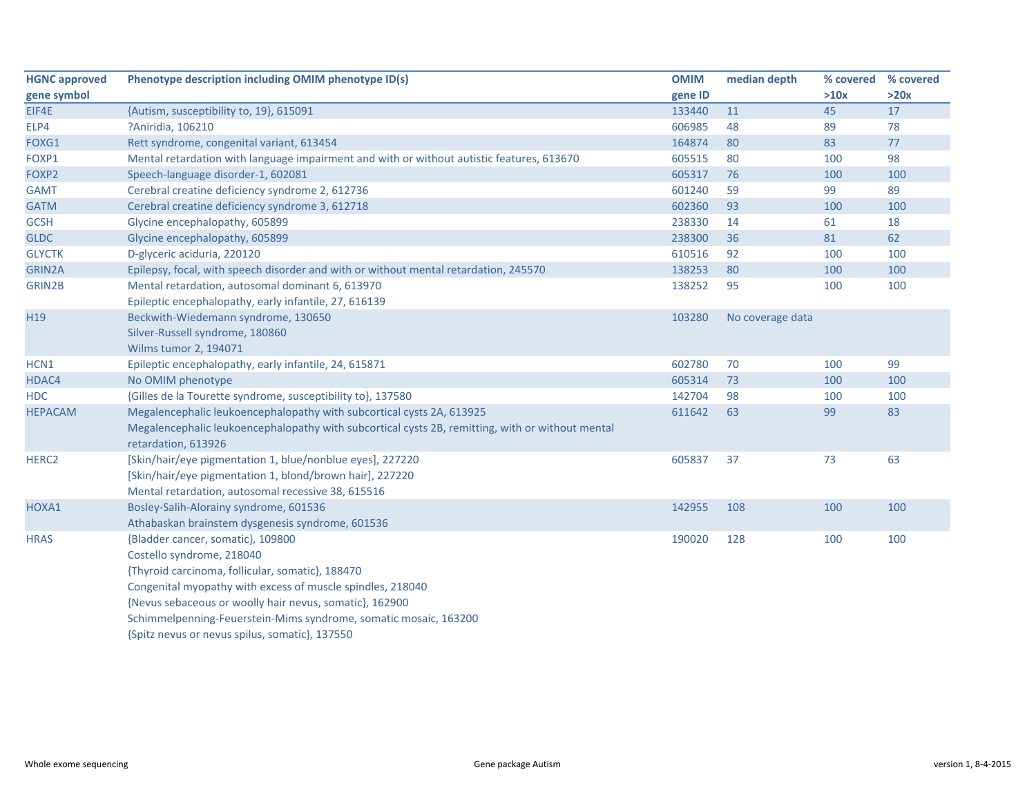| HGNC approved gene symbol | Phenotype description including OMIM phenotype ID(s) | OMIM gene ID | median depth | % covered >10x | % covered >20x |
|---|---|---|---|---|---|
| EIF4E | {Autism, susceptibility to, 19}, 615091 | 133440 | 11 | 45 | 17 |
| ELP4 | ?Aniridia, 106210 | 606985 | 48 | 89 | 78 |
| FOXG1 | Rett syndrome, congenital variant, 613454 | 164874 | 80 | 83 | 77 |
| FOXP1 | Mental retardation with language impairment and with or without autistic features, 613670 | 605515 | 80 | 100 | 98 |
| FOXP2 | Speech-language disorder-1, 602081 | 605317 | 76 | 100 | 100 |
| GAMT | Cerebral creatine deficiency syndrome 2, 612736 | 601240 | 59 | 99 | 89 |
| GATM | Cerebral creatine deficiency syndrome 3, 612718 | 602360 | 93 | 100 | 100 |
| GCSH | Glycine encephalopathy, 605899 | 238330 | 14 | 61 | 18 |
| GLDC | Glycine encephalopathy, 605899 | 238300 | 36 | 81 | 62 |
| GLYCTK | D-glyceric aciduria, 220120 | 610516 | 92 | 100 | 100 |
| GRIN2A | Epilepsy, focal, with speech disorder and with or without mental retardation, 245570 | 138253 | 80 | 100 | 100 |
| GRIN2B | Mental retardation, autosomal dominant 6, 613970<br>Epileptic encephalopathy, early infantile, 27, 616139 | 138252 | 95 | 100 | 100 |
| H19 | Beckwith-Wiedemann syndrome, 130650<br>Silver-Russell syndrome, 180860<br>Wilms tumor 2, 194071 | 103280 | No coverage data | | |
| HCN1 | Epileptic encephalopathy, early infantile, 24, 615871 | 602780 | 70 | 100 | 99 |
| HDAC4 | No OMIM phenotype | 605314 | 73 | 100 | 100 |
| HDC | {Gilles de la Tourette syndrome, susceptibility to}, 137580 | 142704 | 98 | 100 | 100 |
| HEPACAM | Megalencephalic leukoencephalopathy with subcortical cysts 2A, 613925<br>Megalencephalic leukoencephalopathy with subcortical cysts 2B, remitting, with or without mental retardation, 613926 | 611642 | 63 | 99 | 83 |
| HERC2 | [Skin/hair/eye pigmentation 1, blue/nonblue eyes], 227220<br>[Skin/hair/eye pigmentation 1, blond/brown hair], 227220<br>Mental retardation, autosomal recessive 38, 615516 | 605837 | 37 | 73 | 63 |
| HOXA1 | Bosley-Salih-Alorainy syndrome, 601536<br>Athabaskan brainstem dysgenesis syndrome, 601536 | 142955 | 108 | 100 | 100 |
| HRAS | {Bladder cancer, somatic}, 109800<br>Costello syndrome, 218040<br>{Thyroid carcinoma, follicular, somatic}, 188470<br>Congenital myopathy with excess of muscle spindles, 218040<br>{Nevus sebaceous or woolly hair nevus, somatic}, 162900<br>Schimmelpenning-Feuerstein-Mims syndrome, somatic mosaic, 163200<br>{Spitz nevus or nevus spilus, somatic}, 137550 | 190020 | 128 | 100 | 100 |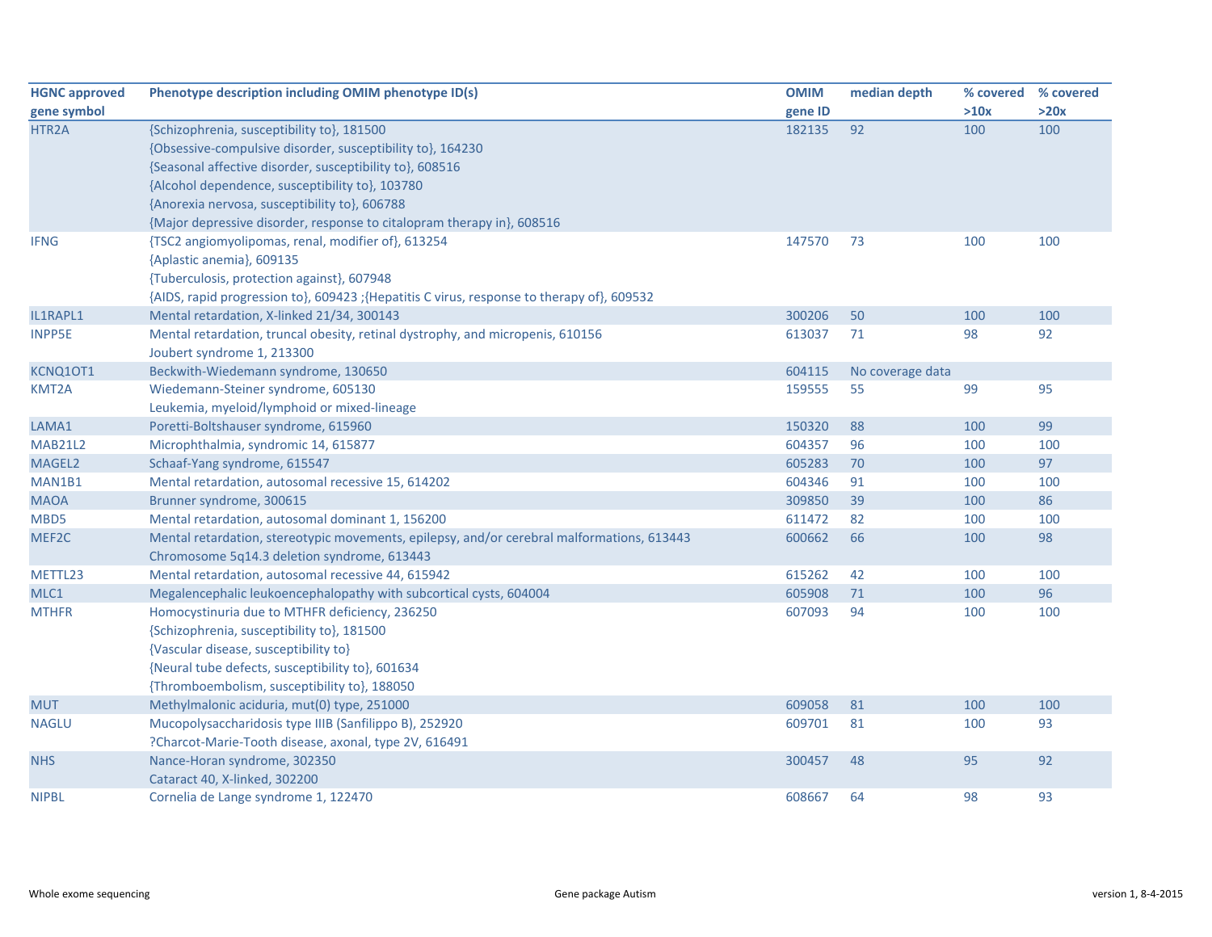| HGNC approved gene symbol | Phenotype description including OMIM phenotype ID(s) | OMIM gene ID | median depth | % covered >10x | % covered >20x |
|---|---|---|---|---|---|
| HTR2A | {Schizophrenia, susceptibility to}, 181500<br>{Obsessive-compulsive disorder, susceptibility to}, 164230<br>{Seasonal affective disorder, susceptibility to}, 608516<br>{Alcohol dependence, susceptibility to}, 103780<br>{Anorexia nervosa, susceptibility to}, 606788<br>{Major depressive disorder, response to citalopram therapy in}, 608516 | 182135 | 92 | 100 | 100 |
| IFNG | {TSC2 angiomyolipomas, renal, modifier of}, 613254<br>{Aplastic anemia}, 609135<br>{Tuberculosis, protection against}, 607948<br>{AIDS, rapid progression to}, 609423 ;{Hepatitis C virus, response to therapy of}, 609532 | 147570 | 73 | 100 | 100 |
| IL1RAPL1 | Mental retardation, X-linked 21/34, 300143 | 300206 | 50 | 100 | 100 |
| INPP5E | Mental retardation, truncal obesity, retinal dystrophy, and micropenis, 610156<br>Joubert syndrome 1, 213300 | 613037 | 71 | 98 | 92 |
| KCNQ1OT1 | Beckwith-Wiedemann syndrome, 130650 | 604115 | No coverage data | | |
| KMT2A | Wiedemann-Steiner syndrome, 605130<br>Leukemia, myeloid/lymphoid or mixed-lineage | 159555 | 55 | 99 | 95 |
| LAMA1 | Poretti-Boltshauser syndrome, 615960 | 150320 | 88 | 100 | 99 |
| MAB21L2 | Microphthalmia, syndromic 14, 615877 | 604357 | 96 | 100 | 100 |
| MAGEL2 | Schaaf-Yang syndrome, 615547 | 605283 | 70 | 100 | 97 |
| MAN1B1 | Mental retardation, autosomal recessive 15, 614202 | 604346 | 91 | 100 | 100 |
| MAOA | Brunner syndrome, 300615 | 309850 | 39 | 100 | 86 |
| MBD5 | Mental retardation, autosomal dominant 1, 156200 | 611472 | 82 | 100 | 100 |
| MEF2C | Mental retardation, stereotypic movements, epilepsy, and/or cerebral malformations, 613443<br>Chromosome 5q14.3 deletion syndrome, 613443 | 600662 | 66 | 100 | 98 |
| METTL23 | Mental retardation, autosomal recessive 44, 615942 | 615262 | 42 | 100 | 100 |
| MLC1 | Megalencephalic leukoencephalopathy with subcortical cysts, 604004 | 605908 | 71 | 100 | 96 |
| MTHFR | Homocystinuria due to MTHFR deficiency, 236250<br>{Schizophrenia, susceptibility to}, 181500<br>{Vascular disease, susceptibility to}<br>{Neural tube defects, susceptibility to}, 601634<br>{Thromboembolism, susceptibility to}, 188050 | 607093 | 94 | 100 | 100 |
| MUT | Methylmalonic aciduria, mut(0) type, 251000 | 609058 | 81 | 100 | 100 |
| NAGLU | Mucopolysaccharidosis type IIIB (Sanfilippo B), 252920<br>?Charcot-Marie-Tooth disease, axonal, type 2V, 616491 | 609701 | 81 | 100 | 93 |
| NHS | Nance-Horan syndrome, 302350<br>Cataract 40, X-linked, 302200 | 300457 | 48 | 95 | 92 |
| NIPBL | Cornelia de Lange syndrome 1, 122470 | 608667 | 64 | 98 | 93 |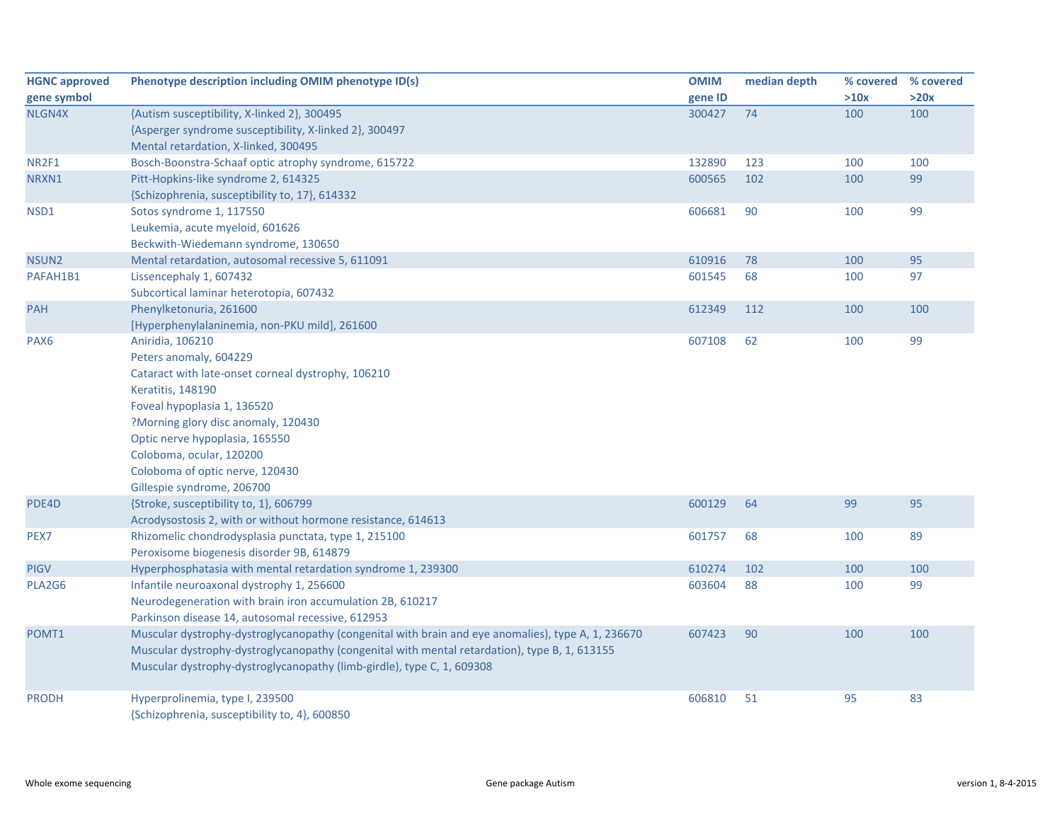| HGNC approved gene symbol | Phenotype description including OMIM phenotype ID(s) | OMIM gene ID | median depth | % covered >10x | % covered >20x |
|---|---|---|---|---|---|
| NLGN4X | {Autism susceptibility, X-linked 2}, 300495<br>{Asperger syndrome susceptibility, X-linked 2}, 300497<br>Mental retardation, X-linked, 300495 | 300427 | 74 | 100 | 100 |
| NR2F1 | Bosch-Boonstra-Schaaf optic atrophy syndrome, 615722 | 132890 | 123 | 100 | 100 |
| NRXN1 | Pitt-Hopkins-like syndrome 2, 614325<br>{Schizophrenia, susceptibility to, 17}, 614332 | 600565 | 102 | 100 | 99 |
| NSD1 | Sotos syndrome 1, 117550<br>Leukemia, acute myeloid, 601626<br>Beckwith-Wiedemann syndrome, 130650 | 606681 | 90 | 100 | 99 |
| NSUN2 | Mental retardation, autosomal recessive 5, 611091 | 610916 | 78 | 100 | 95 |
| PAFAH1B1 | Lissencephaly 1, 607432<br>Subcortical laminar heterotopia, 607432 | 601545 | 68 | 100 | 97 |
| PAH | Phenylketonuria, 261600<br>[Hyperphenylalaninemia, non-PKU mild], 261600 | 612349 | 112 | 100 | 100 |
| PAX6 | Aniridia, 106210<br>Peters anomaly, 604229<br>Cataract with late-onset corneal dystrophy, 106210<br>Keratitis, 148190<br>Foveal hypoplasia 1, 136520<br>?Morning glory disc anomaly, 120430<br>Optic nerve hypoplasia, 165550<br>Coloboma, ocular, 120200<br>Coloboma of optic nerve, 120430<br>Gillespie syndrome, 206700 | 607108 | 62 | 100 | 99 |
| PDE4D | {Stroke, susceptibility to, 1}, 606799<br>Acrodysostosis 2, with or without hormone resistance, 614613 | 600129 | 64 | 99 | 95 |
| PEX7 | Rhizomelic chondrodysplasia punctata, type 1, 215100<br>Peroxisome biogenesis disorder 9B, 614879 | 601757 | 68 | 100 | 89 |
| PIGV | Hyperphosphatasia with mental retardation syndrome 1, 239300 | 610274 | 102 | 100 | 100 |
| PLA2G6 | Infantile neuroaxonal dystrophy 1, 256600<br>Neurodegeneration with brain iron accumulation 2B, 610217<br>Parkinson disease 14, autosomal recessive, 612953 | 603604 | 88 | 100 | 99 |
| POMT1 | Muscular dystrophy-dystroglycanopathy (congenital with brain and eye anomalies), type A, 1, 236670<br>Muscular dystrophy-dystroglycanopathy (congenital with mental retardation), type B, 1, 613155<br>Muscular dystrophy-dystroglycanopathy (limb-girdle), type C, 1, 609308 | 607423 | 90 | 100 | 100 |
| PRODH | Hyperprolinemia, type I, 239500<br>{Schizophrenia, susceptibility to, 4}, 600850 | 606810 | 51 | 95 | 83 |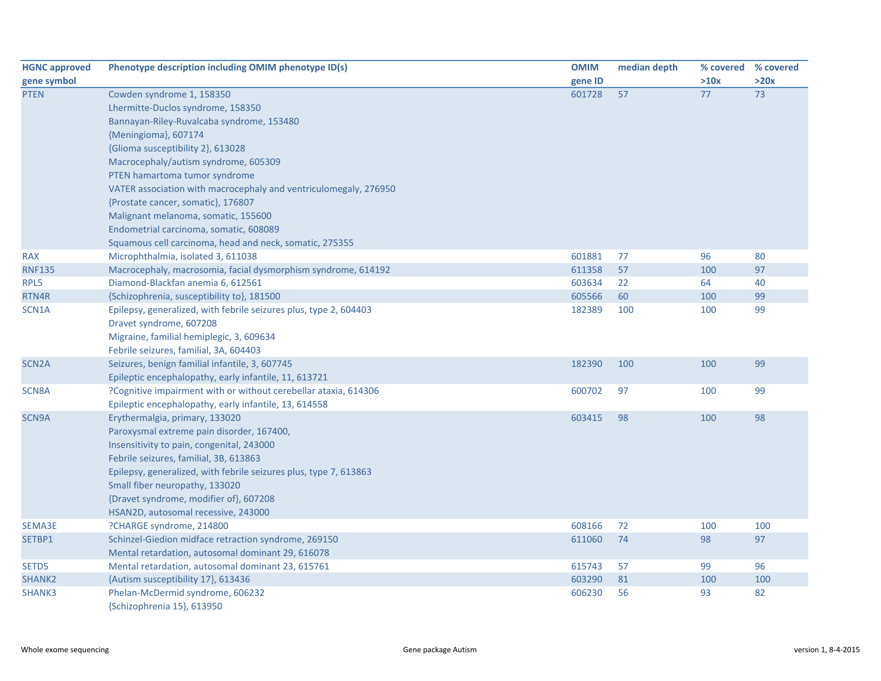| HGNC approved gene symbol | Phenotype description including OMIM phenotype ID(s) | OMIM gene ID | median depth | % covered >10x | % covered >20x |
|---|---|---|---|---|---|
| PTEN | Cowden syndrome 1, 158350<br>Lhermitte-Duclos syndrome, 158350<br>Bannayan-Riley-Ruvalcaba syndrome, 153480<br>{Meningioma}, 607174<br>{Glioma susceptibility 2}, 613028<br>Macrocephaly/autism syndrome, 605309<br>PTEN hamartoma tumor syndrome<br>VATER association with macrocephaly and ventriculomegaly, 276950<br>{Prostate cancer, somatic}, 176807<br>Malignant melanoma, somatic, 155600<br>Endometrial carcinoma, somatic, 608089<br>Squamous cell carcinoma, head and neck, somatic, 275355 | 601728 | 57 | 77 | 73 |
| RAX | Microphthalmia, isolated 3, 611038 | 601881 | 77 | 96 | 80 |
| RNF135 | Macrocephaly, macrosomia, facial dysmorphism syndrome, 614192 | 611358 | 57 | 100 | 97 |
| RPL5 | Diamond-Blackfan anemia 6, 612561 | 603634 | 22 | 64 | 40 |
| RTN4R | {Schizophrenia, susceptibility to}, 181500 | 605566 | 60 | 100 | 99 |
| SCN1A | Epilepsy, generalized, with febrile seizures plus, type 2, 604403<br>Dravet syndrome, 607208<br>Migraine, familial hemiplegic, 3, 609634<br>Febrile seizures, familial, 3A, 604403 | 182389 | 100 | 100 | 99 |
| SCN2A | Seizures, benign familial infantile, 3, 607745<br>Epileptic encephalopathy, early infantile, 11, 613721 | 182390 | 100 | 100 | 99 |
| SCN8A | ?Cognitive impairment with or without cerebellar ataxia, 614306<br>Epileptic encephalopathy, early infantile, 13, 614558 | 600702 | 97 | 100 | 99 |
| SCN9A | Erythermalgia, primary, 133020<br>Paroxysmal extreme pain disorder, 167400,<br>Insensitivity to pain, congenital, 243000<br>Febrile seizures, familial, 3B, 613863<br>Epilepsy, generalized, with febrile seizures plus, type 7, 613863<br>Small fiber neuropathy, 133020<br>{Dravet syndrome, modifier of}, 607208<br>HSAN2D, autosomal recessive, 243000 | 603415 | 98 | 100 | 98 |
| SEMA3E | ?CHARGE syndrome, 214800 | 608166 | 72 | 100 | 100 |
| SETBP1 | Schinzel-Giedion midface retraction syndrome, 269150<br>Mental retardation, autosomal dominant 29, 616078 | 611060 | 74 | 98 | 97 |
| SETD5 | Mental retardation, autosomal dominant 23, 615761 | 615743 | 57 | 99 | 96 |
| SHANK2 | {Autism susceptibility 17}, 613436 | 603290 | 81 | 100 | 100 |
| SHANK3 | Phelan-McDermid syndrome, 606232<br>{Schizophrenia 15}, 613950 | 606230 | 56 | 93 | 82 |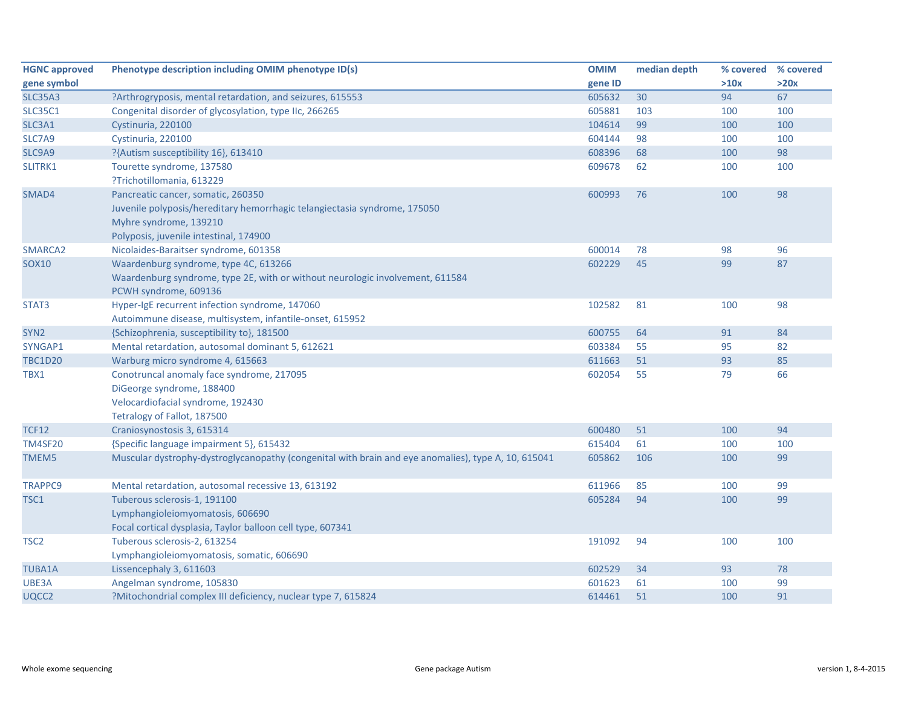| HGNC approved gene symbol | Phenotype description including OMIM phenotype ID(s) | OMIM gene ID | median depth | % covered >10x | % covered >20x |
|---|---|---|---|---|---|
| SLC35A3 | ?Arthrogryposis, mental retardation, and seizures, 615553 | 605632 | 30 | 94 | 67 |
| SLC35C1 | Congenital disorder of glycosylation, type IIc, 266265 | 605881 | 103 | 100 | 100 |
| SLC3A1 | Cystinuria, 220100 | 104614 | 99 | 100 | 100 |
| SLC7A9 | Cystinuria, 220100 | 604144 | 98 | 100 | 100 |
| SLC9A9 | ?{Autism susceptibility 16}, 613410 | 608396 | 68 | 100 | 98 |
| SLITRK1 | Tourette syndrome, 137580<br>?Trichotillomania, 613229 | 609678 | 62 | 100 | 100 |
| SMAD4 | Pancreatic cancer, somatic, 260350<br>Juvenile polyposis/hereditary hemorrhagic telangiectasia syndrome, 175050<br>Myhre syndrome, 139210<br>Polyposis, juvenile intestinal, 174900 | 600993 | 76 | 100 | 98 |
| SMARCA2 | Nicolaides-Baraitser syndrome, 601358 | 600014 | 78 | 98 | 96 |
| SOX10 | Waardenburg syndrome, type 4C, 613266<br>Waardenburg syndrome, type 2E, with or without neurologic involvement, 611584<br>PCWH syndrome, 609136 | 602229 | 45 | 99 | 87 |
| STAT3 | Hyper-IgE recurrent infection syndrome, 147060<br>Autoimmune disease, multisystem, infantile-onset, 615952 | 102582 | 81 | 100 | 98 |
| SYN2 | {Schizophrenia, susceptibility to}, 181500 | 600755 | 64 | 91 | 84 |
| SYNGAP1 | Mental retardation, autosomal dominant 5, 612621 | 603384 | 55 | 95 | 82 |
| TBC1D20 | Warburg micro syndrome 4, 615663 | 611663 | 51 | 93 | 85 |
| TBX1 | Conotruncal anomaly face syndrome, 217095<br>DiGeorge syndrome, 188400<br>Velocardiofacial syndrome, 192430<br>Tetralogy of Fallot, 187500 | 602054 | 55 | 79 | 66 |
| TCF12 | Craniosynostosis 3, 615314 | 600480 | 51 | 100 | 94 |
| TM4SF20 | {Specific language impairment 5}, 615432 | 615404 | 61 | 100 | 100 |
| TMEM5 | Muscular dystrophy-dystroglycanopathy (congenital with brain and eye anomalies), type A, 10, 615041 | 605862 | 106 | 100 | 99 |
| TRAPPC9 | Mental retardation, autosomal recessive 13, 613192 | 611966 | 85 | 100 | 99 |
| TSC1 | Tuberous sclerosis-1, 191100<br>Lymphangioleiomyomatosis, 606690<br>Focal cortical dysplasia, Taylor balloon cell type, 607341 | 605284 | 94 | 100 | 99 |
| TSC2 | Tuberous sclerosis-2, 613254<br>Lymphangioleiomyomatosis, somatic, 606690 | 191092 | 94 | 100 | 100 |
| TUBA1A | Lissencephaly 3, 611603 | 602529 | 34 | 93 | 78 |
| UBE3A | Angelman syndrome, 105830 | 601623 | 61 | 100 | 99 |
| UQCC2 | ?Mitochondrial complex III deficiency, nuclear type 7, 615824 | 614461 | 51 | 100 | 91 |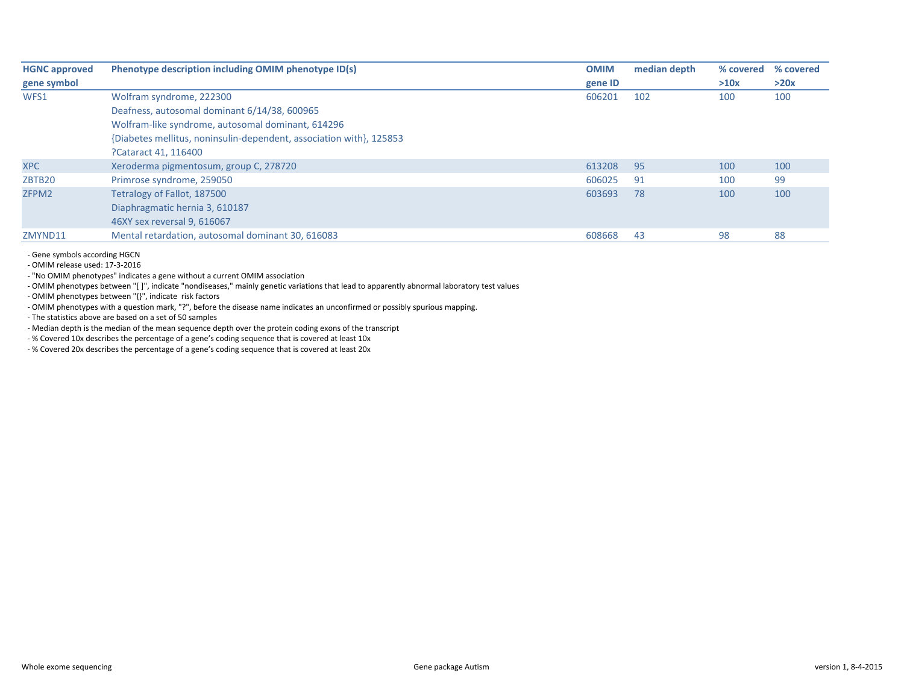| HGNC approved gene symbol | Phenotype description including OMIM phenotype ID(s) | OMIM gene ID | median depth | % covered >10x | % covered >20x |
|---|---|---|---|---|---|
| WFS1 | Wolfram syndrome, 222300 | 606201 | 102 | 100 | 100 |
| | Deafness, autosomal dominant 6/14/38, 600965 | | | | |
| | Wolfram-like syndrome, autosomal dominant, 614296 | | | | |
| | {Diabetes mellitus, noninsulin-dependent, association with}, 125853 | | | | |
| | ?Cataract 41, 116400 | | | | |
| XPC | Xeroderma pigmentosum, group C, 278720 | 613208 | 95 | 100 | 100 |
| ZBTB20 | Primrose syndrome, 259050 | 606025 | 91 | 100 | 99 |
| ZFPM2 | Tetralogy of Fallot, 187500 | 603693 | 78 | 100 | 100 |
| | Diaphragmatic hernia 3, 610187 | | | | |
| | 46XY sex reversal 9, 616067 | | | | |
| ZMYND11 | Mental retardation, autosomal dominant 30, 616083 | 608668 | 43 | 98 | 88 |

- Gene symbols according HGCN
- OMIM release used: 17-3-2016
- "No OMIM phenotypes" indicates a gene without a current OMIM association
- OMIM phenotypes between "[ ]", indicate "nondiseases," mainly genetic variations that lead to apparently abnormal laboratory test values
- OMIM phenotypes between "{}", indicate risk factors
- OMIM phenotypes with a question mark, "?", before the disease name indicates an unconfirmed or possibly spurious mapping.
- The statistics above are based on a set of 50 samples
- Median depth is the median of the mean sequence depth over the protein coding exons of the transcript
- % Covered 10x describes the percentage of a gene's coding sequence that is covered at least 10x
- % Covered 20x describes the percentage of a gene's coding sequence that is covered at least 20x